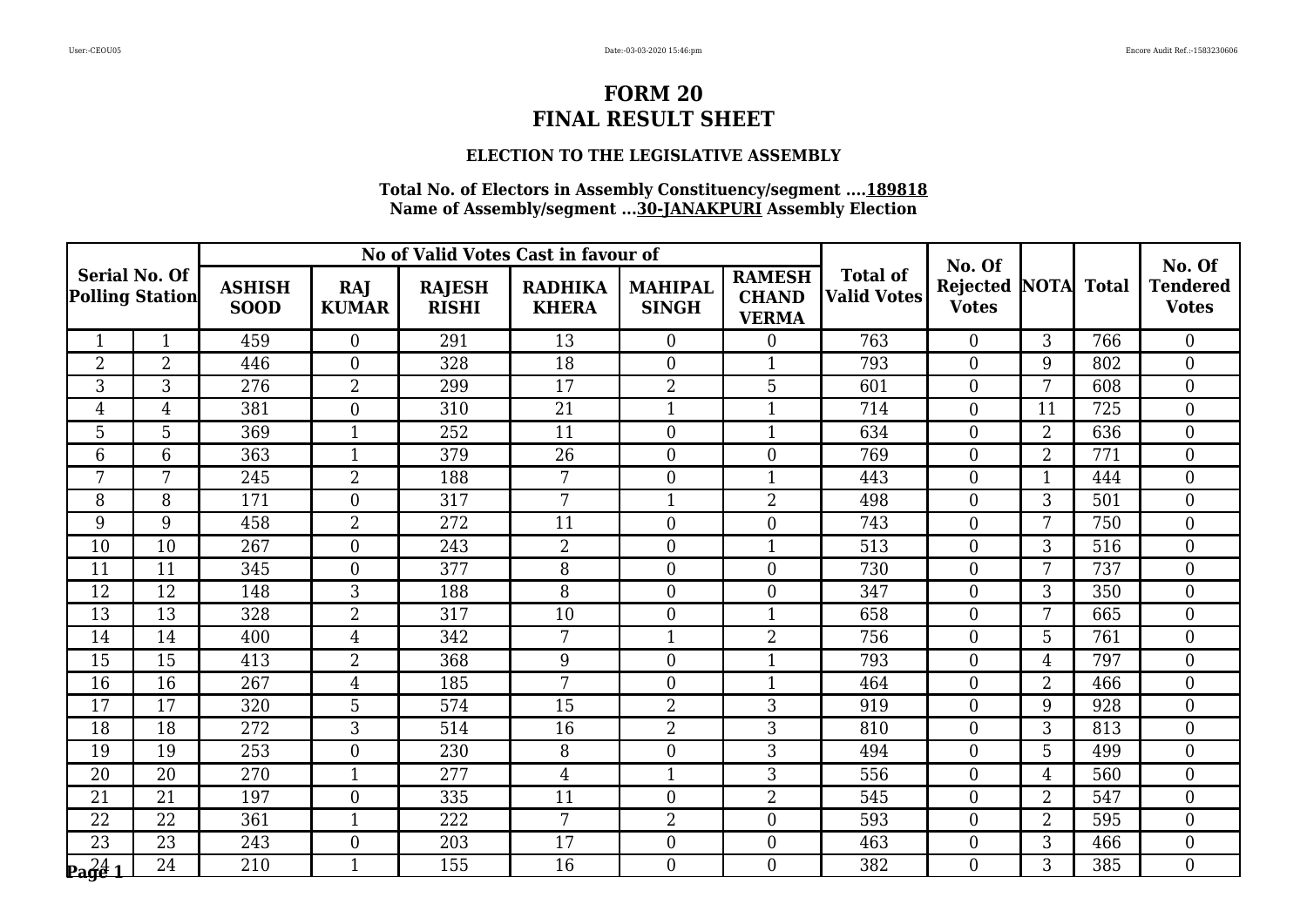# FORM 20
# FINAL RESULT SHEET

### ELECTION TO THE LEGISLATIVE ASSEMBLY

**Total No. of Electors in Assembly Constituency/segment ....189818**
**Name of Assembly/segment ...30-JANAKPURI Assembly Election**

| Serial No. Of Polling Station | | No of Valid Votes Cast in favour of | | | | | | Total of Valid Votes | No. Of Rejected Votes | NOTA | Total | No. Of Tendered Votes |
|---|---|---|---|---|---|---|---|---|---|---|---|---|
| | | ASHISH SOOD | RAJ KUMAR | RAJESH RISHI | RADHIKA KHERA | MAHIPAL SINGH | RAMESH CHAND VERMA | | | | | |
| 1 | 1 | 459 | 0 | 291 | 13 | 0 | 0 | 763 | 0 | 3 | 766 | 0 |
| 2 | 2 | 446 | 0 | 328 | 18 | 0 | 1 | 793 | 0 | 9 | 802 | 0 |
| 3 | 3 | 276 | 2 | 299 | 17 | 2 | 5 | 601 | 0 | 7 | 608 | 0 |
| 4 | 4 | 381 | 0 | 310 | 21 | 1 | 1 | 714 | 0 | 11 | 725 | 0 |
| 5 | 5 | 369 | 1 | 252 | 11 | 0 | 1 | 634 | 0 | 2 | 636 | 0 |
| 6 | 6 | 363 | 1 | 379 | 26 | 0 | 0 | 769 | 0 | 2 | 771 | 0 |
| 7 | 7 | 245 | 2 | 188 | 7 | 0 | 1 | 443 | 0 | 1 | 444 | 0 |
| 8 | 8 | 171 | 0 | 317 | 7 | 1 | 2 | 498 | 0 | 3 | 501 | 0 |
| 9 | 9 | 458 | 2 | 272 | 11 | 0 | 0 | 743 | 0 | 7 | 750 | 0 |
| 10 | 10 | 267 | 0 | 243 | 2 | 0 | 1 | 513 | 0 | 3 | 516 | 0 |
| 11 | 11 | 345 | 0 | 377 | 8 | 0 | 0 | 730 | 0 | 7 | 737 | 0 |
| 12 | 12 | 148 | 3 | 188 | 8 | 0 | 0 | 347 | 0 | 3 | 350 | 0 |
| 13 | 13 | 328 | 2 | 317 | 10 | 0 | 1 | 658 | 0 | 7 | 665 | 0 |
| 14 | 14 | 400 | 4 | 342 | 7 | 1 | 2 | 756 | 0 | 5 | 761 | 0 |
| 15 | 15 | 413 | 2 | 368 | 9 | 0 | 1 | 793 | 0 | 4 | 797 | 0 |
| 16 | 16 | 267 | 4 | 185 | 7 | 0 | 1 | 464 | 0 | 2 | 466 | 0 |
| 17 | 17 | 320 | 5 | 574 | 15 | 2 | 3 | 919 | 0 | 9 | 928 | 0 |
| 18 | 18 | 272 | 3 | 514 | 16 | 2 | 3 | 810 | 0 | 3 | 813 | 0 |
| 19 | 19 | 253 | 0 | 230 | 8 | 0 | 3 | 494 | 0 | 5 | 499 | 0 |
| 20 | 20 | 270 | 1 | 277 | 4 | 1 | 3 | 556 | 0 | 4 | 560 | 0 |
| 21 | 21 | 197 | 0 | 335 | 11 | 0 | 2 | 545 | 0 | 2 | 547 | 0 |
| 22 | 22 | 361 | 1 | 222 | 7 | 2 | 0 | 593 | 0 | 2 | 595 | 0 |
| 23 | 23 | 243 | 0 | 203 | 17 | 0 | 0 | 463 | 0 | 3 | 466 | 0 |
| 24 | 24 | 210 | 1 | 155 | 16 | 0 | 0 | 382 | 0 | 3 | 385 | 0 |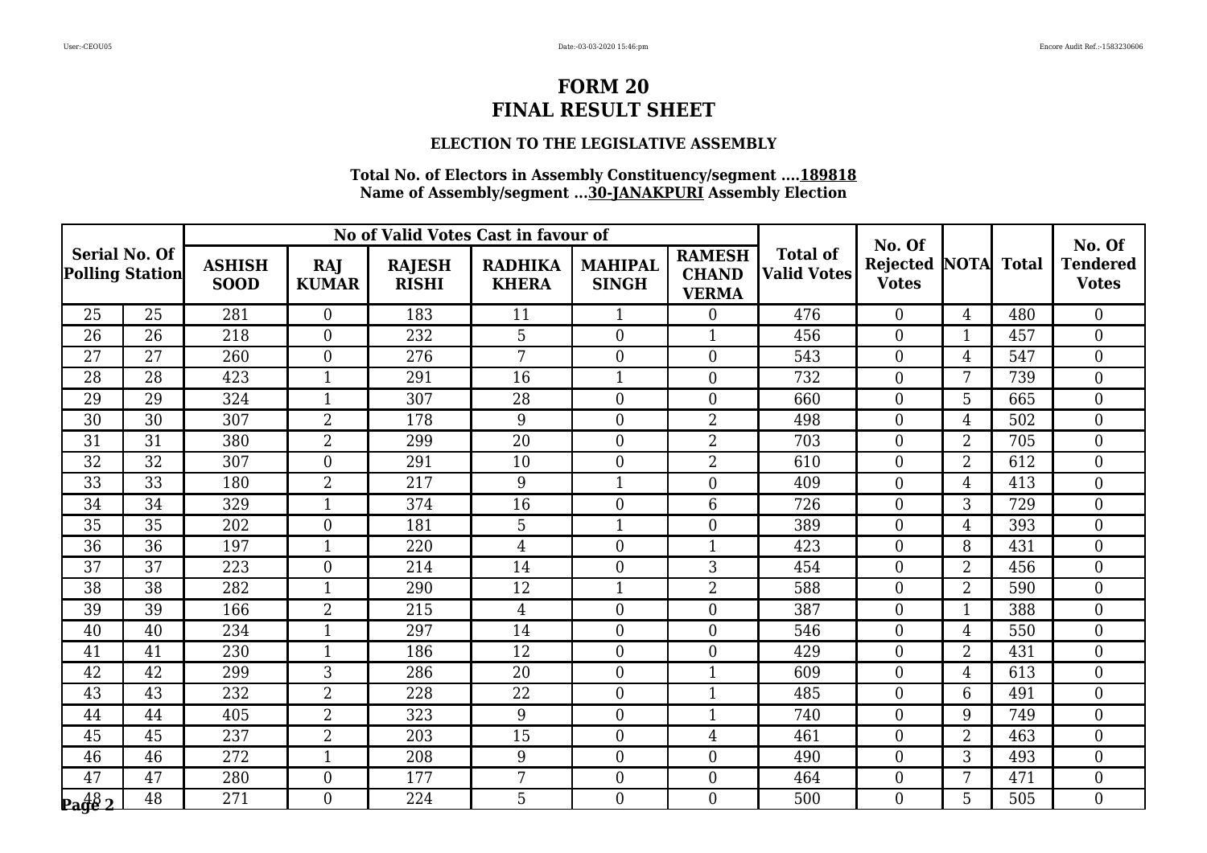# FORM 20
# FINAL RESULT SHEET

### ELECTION TO THE LEGISLATIVE ASSEMBLY

**Total No. of Electors in Assembly Constituency/segment ....189818**
**Name of Assembly/segment ...30-JANAKPURI Assembly Election**

| Serial No. Of Polling Station | | No of Valid Votes Cast in favour of | | | | | | Total of Valid Votes | No. Of Rejected Votes | NOTA | Total | No. Of Tendered Votes |
|---|---|---|---|---|---|---|---|---|---|---|---|---|
| | | ASHISH SOOD | RAJ KUMAR | RAJESH RISHI | RADHIKA KHERA | MAHIPAL SINGH | RAMESH CHAND VERMA | | | | | |
| 25 | 25 | 281 | 0 | 183 | 11 | 1 | 0 | 476 | 0 | 4 | 480 | 0 |
| 26 | 26 | 218 | 0 | 232 | 5 | 0 | 1 | 456 | 0 | 1 | 457 | 0 |
| 27 | 27 | 260 | 0 | 276 | 7 | 0 | 0 | 543 | 0 | 4 | 547 | 0 |
| 28 | 28 | 423 | 1 | 291 | 16 | 1 | 0 | 732 | 0 | 7 | 739 | 0 |
| 29 | 29 | 324 | 1 | 307 | 28 | 0 | 0 | 660 | 0 | 5 | 665 | 0 |
| 30 | 30 | 307 | 2 | 178 | 9 | 0 | 2 | 498 | 0 | 4 | 502 | 0 |
| 31 | 31 | 380 | 2 | 299 | 20 | 0 | 2 | 703 | 0 | 2 | 705 | 0 |
| 32 | 32 | 307 | 0 | 291 | 10 | 0 | 2 | 610 | 0 | 2 | 612 | 0 |
| 33 | 33 | 180 | 2 | 217 | 9 | 1 | 0 | 409 | 0 | 4 | 413 | 0 |
| 34 | 34 | 329 | 1 | 374 | 16 | 0 | 6 | 726 | 0 | 3 | 729 | 0 |
| 35 | 35 | 202 | 0 | 181 | 5 | 1 | 0 | 389 | 0 | 4 | 393 | 0 |
| 36 | 36 | 197 | 1 | 220 | 4 | 0 | 1 | 423 | 0 | 8 | 431 | 0 |
| 37 | 37 | 223 | 0 | 214 | 14 | 0 | 3 | 454 | 0 | 2 | 456 | 0 |
| 38 | 38 | 282 | 1 | 290 | 12 | 1 | 2 | 588 | 0 | 2 | 590 | 0 |
| 39 | 39 | 166 | 2 | 215 | 4 | 0 | 0 | 387 | 0 | 1 | 388 | 0 |
| 40 | 40 | 234 | 1 | 297 | 14 | 0 | 0 | 546 | 0 | 4 | 550 | 0 |
| 41 | 41 | 230 | 1 | 186 | 12 | 0 | 0 | 429 | 0 | 2 | 431 | 0 |
| 42 | 42 | 299 | 3 | 286 | 20 | 0 | 1 | 609 | 0 | 4 | 613 | 0 |
| 43 | 43 | 232 | 2 | 228 | 22 | 0 | 1 | 485 | 0 | 6 | 491 | 0 |
| 44 | 44 | 405 | 2 | 323 | 9 | 0 | 1 | 740 | 0 | 9 | 749 | 0 |
| 45 | 45 | 237 | 2 | 203 | 15 | 0 | 4 | 461 | 0 | 2 | 463 | 0 |
| 46 | 46 | 272 | 1 | 208 | 9 | 0 | 0 | 490 | 0 | 3 | 493 | 0 |
| 47 | 47 | 280 | 0 | 177 | 7 | 0 | 0 | 464 | 0 | 7 | 471 | 0 |
| 48 | 48 | 271 | 0 | 224 | 5 | 0 | 0 | 500 | 0 | 5 | 505 | 0 |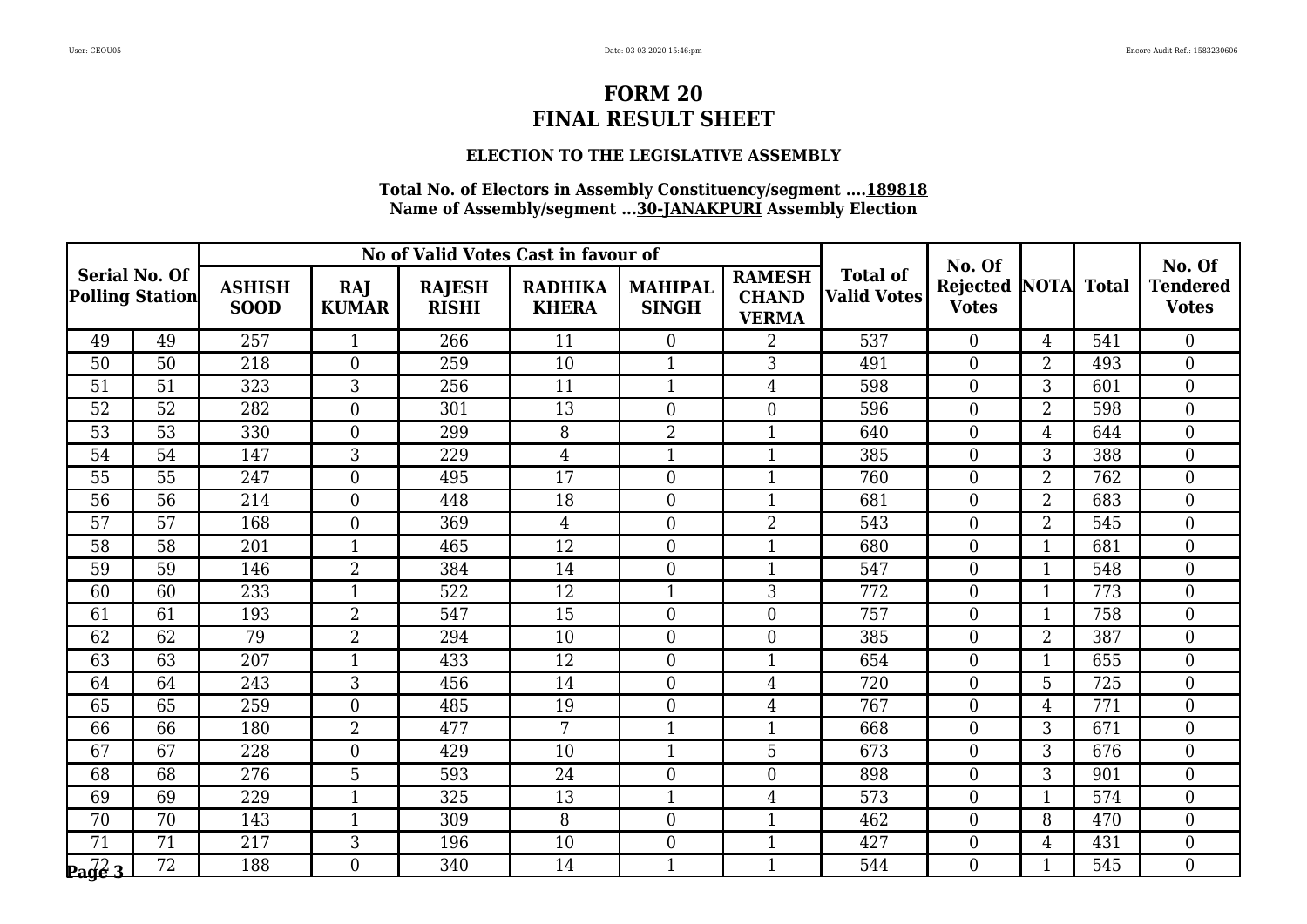# FORM 20
# FINAL RESULT SHEET

### ELECTION TO THE LEGISLATIVE ASSEMBLY

**Total No. of Electors in Assembly Constituency/segment ....189818**
**Name of Assembly/segment ...30-JANAKPURI Assembly Election**

| Serial No. Of Polling Station | | No of Valid Votes Cast in favour of | | | | | | Total of Valid Votes | No. Of Rejected Votes | NOTA | Total | No. Of Tendered Votes |
|---|---|---|---|---|---|---|---|---|---|---|---|---|
| | | ASHISH SOOD | RAJ KUMAR | RAJESH RISHI | RADHIKA KHERA | MAHIPAL SINGH | RAMESH CHAND VERMA | | | | | |
| 49 | 49 | 257 | 1 | 266 | 11 | 0 | 2 | 537 | 0 | 4 | 541 | 0 |
| 50 | 50 | 218 | 0 | 259 | 10 | 1 | 3 | 491 | 0 | 2 | 493 | 0 |
| 51 | 51 | 323 | 3 | 256 | 11 | 1 | 4 | 598 | 0 | 3 | 601 | 0 |
| 52 | 52 | 282 | 0 | 301 | 13 | 0 | 0 | 596 | 0 | 2 | 598 | 0 |
| 53 | 53 | 330 | 0 | 299 | 8 | 2 | 1 | 640 | 0 | 4 | 644 | 0 |
| 54 | 54 | 147 | 3 | 229 | 4 | 1 | 1 | 385 | 0 | 3 | 388 | 0 |
| 55 | 55 | 247 | 0 | 495 | 17 | 0 | 1 | 760 | 0 | 2 | 762 | 0 |
| 56 | 56 | 214 | 0 | 448 | 18 | 0 | 1 | 681 | 0 | 2 | 683 | 0 |
| 57 | 57 | 168 | 0 | 369 | 4 | 0 | 2 | 543 | 0 | 2 | 545 | 0 |
| 58 | 58 | 201 | 1 | 465 | 12 | 0 | 1 | 680 | 0 | 1 | 681 | 0 |
| 59 | 59 | 146 | 2 | 384 | 14 | 0 | 1 | 547 | 0 | 1 | 548 | 0 |
| 60 | 60 | 233 | 1 | 522 | 12 | 1 | 3 | 772 | 0 | 1 | 773 | 0 |
| 61 | 61 | 193 | 2 | 547 | 15 | 0 | 0 | 757 | 0 | 1 | 758 | 0 |
| 62 | 62 | 79 | 2 | 294 | 10 | 0 | 0 | 385 | 0 | 2 | 387 | 0 |
| 63 | 63 | 207 | 1 | 433 | 12 | 0 | 1 | 654 | 0 | 1 | 655 | 0 |
| 64 | 64 | 243 | 3 | 456 | 14 | 0 | 4 | 720 | 0 | 5 | 725 | 0 |
| 65 | 65 | 259 | 0 | 485 | 19 | 0 | 4 | 767 | 0 | 4 | 771 | 0 |
| 66 | 66 | 180 | 2 | 477 | 7 | 1 | 1 | 668 | 0 | 3 | 671 | 0 |
| 67 | 67 | 228 | 0 | 429 | 10 | 1 | 5 | 673 | 0 | 3 | 676 | 0 |
| 68 | 68 | 276 | 5 | 593 | 24 | 0 | 0 | 898 | 0 | 3 | 901 | 0 |
| 69 | 69 | 229 | 1 | 325 | 13 | 1 | 4 | 573 | 0 | 1 | 574 | 0 |
| 70 | 70 | 143 | 1 | 309 | 8 | 0 | 1 | 462 | 0 | 8 | 470 | 0 |
| 71 | 71 | 217 | 3 | 196 | 10 | 0 | 1 | 427 | 0 | 4 | 431 | 0 |
| 72 | 72 | 188 | 0 | 340 | 14 | 1 | 1 | 544 | 0 | 1 | 545 | 0 |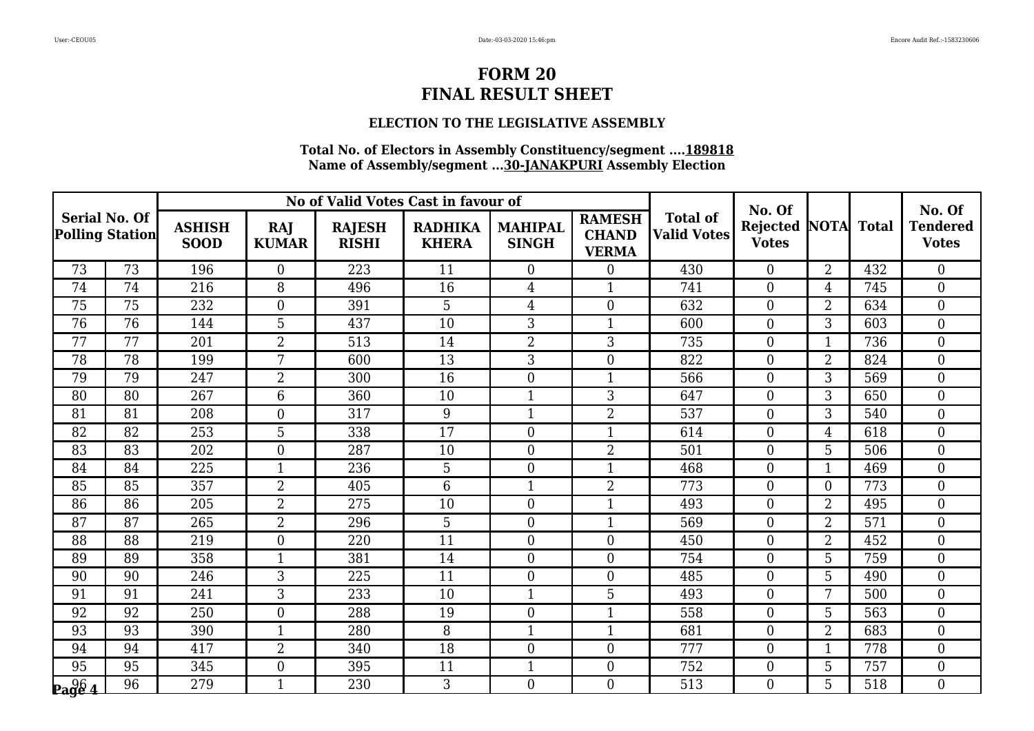# FORM 20
# FINAL RESULT SHEET

### ELECTION TO THE LEGISLATIVE ASSEMBLY

**Total No. of Electors in Assembly Constituency/segment ....189818**
**Name of Assembly/segment ...30-JANAKPURI Assembly Election**

| Serial No. Of Polling Station | | No of Valid Votes Cast in favour of | | | | | | Total of Valid Votes | No. Of Rejected Votes | NOTA | Total | No. Of Tendered Votes |
|---|---|---|---|---|---|---|---|---|---|---|---|---|
| | | ASHISH SOOD | RAJ KUMAR | RAJESH RISHI | RADHIKA KHERA | MAHIPAL SINGH | RAMESH CHAND VERMA | | | | | |
| 73 | 73 | 196 | 0 | 223 | 11 | 0 | 0 | 430 | 0 | 2 | 432 | 0 |
| 74 | 74 | 216 | 8 | 496 | 16 | 4 | 1 | 741 | 0 | 4 | 745 | 0 |
| 75 | 75 | 232 | 0 | 391 | 5 | 4 | 0 | 632 | 0 | 2 | 634 | 0 |
| 76 | 76 | 144 | 5 | 437 | 10 | 3 | 1 | 600 | 0 | 3 | 603 | 0 |
| 77 | 77 | 201 | 2 | 513 | 14 | 2 | 3 | 735 | 0 | 1 | 736 | 0 |
| 78 | 78 | 199 | 7 | 600 | 13 | 3 | 0 | 822 | 0 | 2 | 824 | 0 |
| 79 | 79 | 247 | 2 | 300 | 16 | 0 | 1 | 566 | 0 | 3 | 569 | 0 |
| 80 | 80 | 267 | 6 | 360 | 10 | 1 | 3 | 647 | 0 | 3 | 650 | 0 |
| 81 | 81 | 208 | 0 | 317 | 9 | 1 | 2 | 537 | 0 | 3 | 540 | 0 |
| 82 | 82 | 253 | 5 | 338 | 17 | 0 | 1 | 614 | 0 | 4 | 618 | 0 |
| 83 | 83 | 202 | 0 | 287 | 10 | 0 | 2 | 501 | 0 | 5 | 506 | 0 |
| 84 | 84 | 225 | 1 | 236 | 5 | 0 | 1 | 468 | 0 | 1 | 469 | 0 |
| 85 | 85 | 357 | 2 | 405 | 6 | 1 | 2 | 773 | 0 | 0 | 773 | 0 |
| 86 | 86 | 205 | 2 | 275 | 10 | 0 | 1 | 493 | 0 | 2 | 495 | 0 |
| 87 | 87 | 265 | 2 | 296 | 5 | 0 | 1 | 569 | 0 | 2 | 571 | 0 |
| 88 | 88 | 219 | 0 | 220 | 11 | 0 | 0 | 450 | 0 | 2 | 452 | 0 |
| 89 | 89 | 358 | 1 | 381 | 14 | 0 | 0 | 754 | 0 | 5 | 759 | 0 |
| 90 | 90 | 246 | 3 | 225 | 11 | 0 | 0 | 485 | 0 | 5 | 490 | 0 |
| 91 | 91 | 241 | 3 | 233 | 10 | 1 | 5 | 493 | 0 | 7 | 500 | 0 |
| 92 | 92 | 250 | 0 | 288 | 19 | 0 | 1 | 558 | 0 | 5 | 563 | 0 |
| 93 | 93 | 390 | 1 | 280 | 8 | 1 | 1 | 681 | 0 | 2 | 683 | 0 |
| 94 | 94 | 417 | 2 | 340 | 18 | 0 | 0 | 777 | 0 | 1 | 778 | 0 |
| 95 | 95 | 345 | 0 | 395 | 11 | 1 | 0 | 752 | 0 | 5 | 757 | 0 |
| 96 | 96 | 279 | 1 | 230 | 3 | 0 | 0 | 513 | 0 | 5 | 518 | 0 |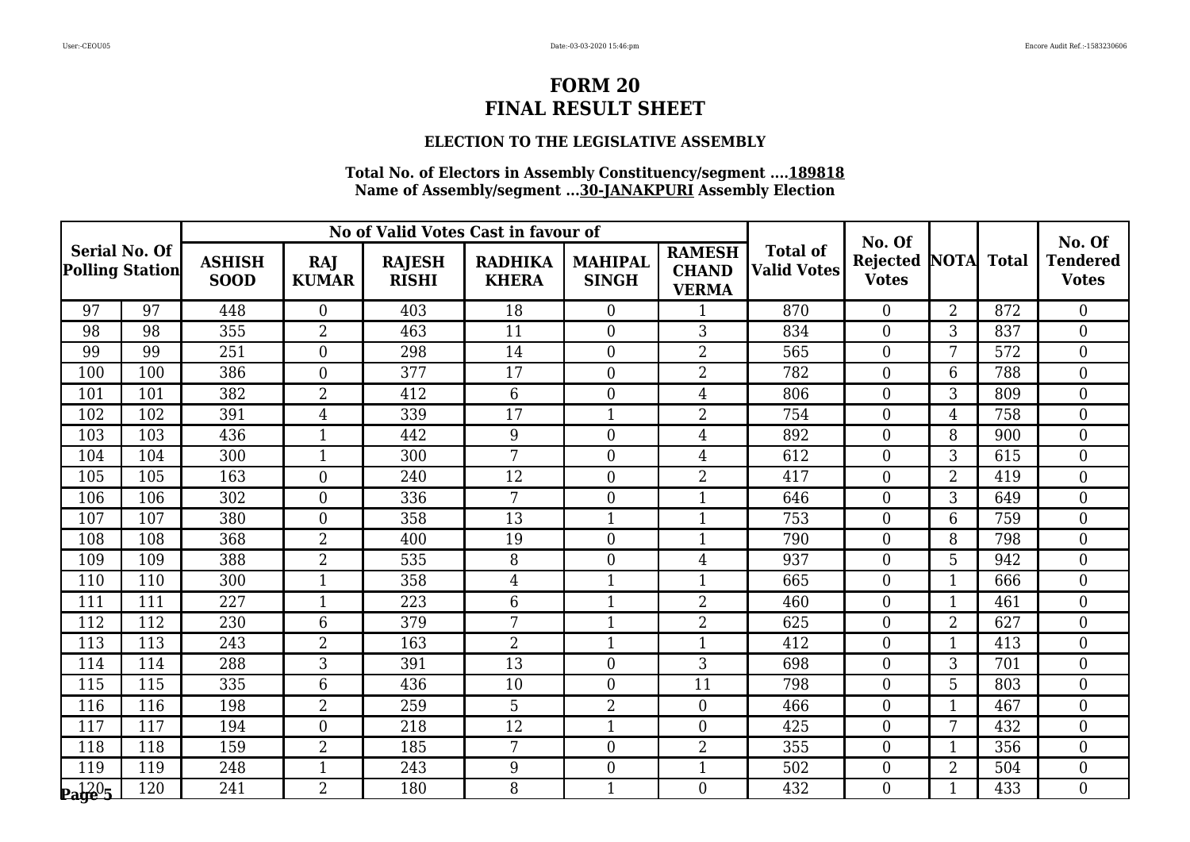# FORM 20
# FINAL RESULT SHEET

### ELECTION TO THE LEGISLATIVE ASSEMBLY

**Total No. of Electors in Assembly Constituency/segment ....189818**
**Name of Assembly/segment ...30-JANAKPURI Assembly Election**

| Serial No. Of Polling Station | | No of Valid Votes Cast in favour of | | | | | | Total of Valid Votes | No. Of Rejected Votes | NOTA | Total | No. Of Tendered Votes |
|---|---|---|---|---|---|---|---|---|---|---|---|---|
| | | ASHISH SOOD | RAJ KUMAR | RAJESH RISHI | RADHIKA KHERA | MAHIPAL SINGH | RAMESH CHAND VERMA | | | | | |
| 97 | 97 | 448 | 0 | 403 | 18 | 0 | 1 | 870 | 0 | 2 | 872 | 0 |
| 98 | 98 | 355 | 2 | 463 | 11 | 0 | 3 | 834 | 0 | 3 | 837 | 0 |
| 99 | 99 | 251 | 0 | 298 | 14 | 0 | 2 | 565 | 0 | 7 | 572 | 0 |
| 100 | 100 | 386 | 0 | 377 | 17 | 0 | 2 | 782 | 0 | 6 | 788 | 0 |
| 101 | 101 | 382 | 2 | 412 | 6 | 0 | 4 | 806 | 0 | 3 | 809 | 0 |
| 102 | 102 | 391 | 4 | 339 | 17 | 1 | 2 | 754 | 0 | 4 | 758 | 0 |
| 103 | 103 | 436 | 1 | 442 | 9 | 0 | 4 | 892 | 0 | 8 | 900 | 0 |
| 104 | 104 | 300 | 1 | 300 | 7 | 0 | 4 | 612 | 0 | 3 | 615 | 0 |
| 105 | 105 | 163 | 0 | 240 | 12 | 0 | 2 | 417 | 0 | 2 | 419 | 0 |
| 106 | 106 | 302 | 0 | 336 | 7 | 0 | 1 | 646 | 0 | 3 | 649 | 0 |
| 107 | 107 | 380 | 0 | 358 | 13 | 1 | 1 | 753 | 0 | 6 | 759 | 0 |
| 108 | 108 | 368 | 2 | 400 | 19 | 0 | 1 | 790 | 0 | 8 | 798 | 0 |
| 109 | 109 | 388 | 2 | 535 | 8 | 0 | 4 | 937 | 0 | 5 | 942 | 0 |
| 110 | 110 | 300 | 1 | 358 | 4 | 1 | 1 | 665 | 0 | 1 | 666 | 0 |
| 111 | 111 | 227 | 1 | 223 | 6 | 1 | 2 | 460 | 0 | 1 | 461 | 0 |
| 112 | 112 | 230 | 6 | 379 | 7 | 1 | 2 | 625 | 0 | 2 | 627 | 0 |
| 113 | 113 | 243 | 2 | 163 | 2 | 1 | 1 | 412 | 0 | 1 | 413 | 0 |
| 114 | 114 | 288 | 3 | 391 | 13 | 0 | 3 | 698 | 0 | 3 | 701 | 0 |
| 115 | 115 | 335 | 6 | 436 | 10 | 0 | 11 | 798 | 0 | 5 | 803 | 0 |
| 116 | 116 | 198 | 2 | 259 | 5 | 2 | 0 | 466 | 0 | 1 | 467 | 0 |
| 117 | 117 | 194 | 0 | 218 | 12 | 1 | 0 | 425 | 0 | 7 | 432 | 0 |
| 118 | 118 | 159 | 2 | 185 | 7 | 0 | 2 | 355 | 0 | 1 | 356 | 0 |
| 119 | 119 | 248 | 1 | 243 | 9 | 0 | 1 | 502 | 0 | 2 | 504 | 0 |
| 120 | 120 | 241 | 2 | 180 | 8 | 1 | 0 | 432 | 0 | 1 | 433 | 0 |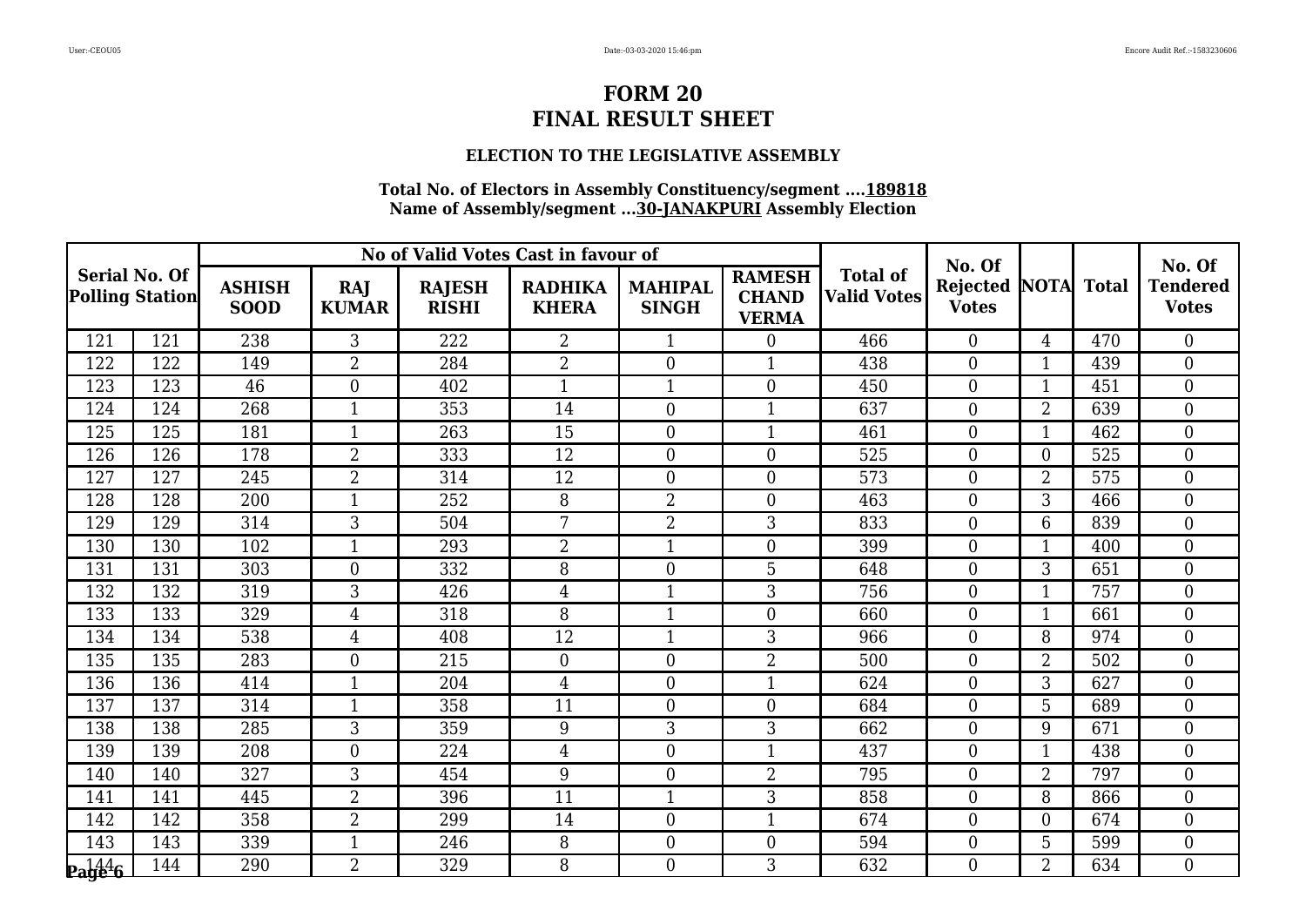# FORM 20
# FINAL RESULT SHEET

### ELECTION TO THE LEGISLATIVE ASSEMBLY

**Total No. of Electors in Assembly Constituency/segment ....189818**
**Name of Assembly/segment ...30-JANAKPURI Assembly Election**

| Serial No. Of Polling Station | | No of Valid Votes Cast in favour of | | | | | | Total of Valid Votes | No. Of Rejected Votes | NOTA | Total | No. Of Tendered Votes |
|---|---|---|---|---|---|---|---|---|---|---|---|---|
| | | ASHISH SOOD | RAJ KUMAR | RAJESH RISHI | RADHIKA KHERA | MAHIPAL SINGH | RAMESH CHAND VERMA | | | | | |
| 121 | 121 | 238 | 3 | 222 | 2 | 1 | 0 | 466 | 0 | 4 | 470 | 0 |
| 122 | 122 | 149 | 2 | 284 | 2 | 0 | 1 | 438 | 0 | 1 | 439 | 0 |
| 123 | 123 | 46 | 0 | 402 | 1 | 1 | 0 | 450 | 0 | 1 | 451 | 0 |
| 124 | 124 | 268 | 1 | 353 | 14 | 0 | 1 | 637 | 0 | 2 | 639 | 0 |
| 125 | 125 | 181 | 1 | 263 | 15 | 0 | 1 | 461 | 0 | 1 | 462 | 0 |
| 126 | 126 | 178 | 2 | 333 | 12 | 0 | 0 | 525 | 0 | 0 | 525 | 0 |
| 127 | 127 | 245 | 2 | 314 | 12 | 0 | 0 | 573 | 0 | 2 | 575 | 0 |
| 128 | 128 | 200 | 1 | 252 | 8 | 2 | 0 | 463 | 0 | 3 | 466 | 0 |
| 129 | 129 | 314 | 3 | 504 | 7 | 2 | 3 | 833 | 0 | 6 | 839 | 0 |
| 130 | 130 | 102 | 1 | 293 | 2 | 1 | 0 | 399 | 0 | 1 | 400 | 0 |
| 131 | 131 | 303 | 0 | 332 | 8 | 0 | 5 | 648 | 0 | 3 | 651 | 0 |
| 132 | 132 | 319 | 3 | 426 | 4 | 1 | 3 | 756 | 0 | 1 | 757 | 0 |
| 133 | 133 | 329 | 4 | 318 | 8 | 1 | 0 | 660 | 0 | 1 | 661 | 0 |
| 134 | 134 | 538 | 4 | 408 | 12 | 1 | 3 | 966 | 0 | 8 | 974 | 0 |
| 135 | 135 | 283 | 0 | 215 | 0 | 0 | 2 | 500 | 0 | 2 | 502 | 0 |
| 136 | 136 | 414 | 1 | 204 | 4 | 0 | 1 | 624 | 0 | 3 | 627 | 0 |
| 137 | 137 | 314 | 1 | 358 | 11 | 0 | 0 | 684 | 0 | 5 | 689 | 0 |
| 138 | 138 | 285 | 3 | 359 | 9 | 3 | 3 | 662 | 0 | 9 | 671 | 0 |
| 139 | 139 | 208 | 0 | 224 | 4 | 0 | 1 | 437 | 0 | 1 | 438 | 0 |
| 140 | 140 | 327 | 3 | 454 | 9 | 0 | 2 | 795 | 0 | 2 | 797 | 0 |
| 141 | 141 | 445 | 2 | 396 | 11 | 1 | 3 | 858 | 0 | 8 | 866 | 0 |
| 142 | 142 | 358 | 2 | 299 | 14 | 0 | 1 | 674 | 0 | 0 | 674 | 0 |
| 143 | 143 | 339 | 1 | 246 | 8 | 0 | 0 | 594 | 0 | 5 | 599 | 0 |
| 144 | 144 | 290 | 2 | 329 | 8 | 0 | 3 | 632 | 0 | 2 | 634 | 0 |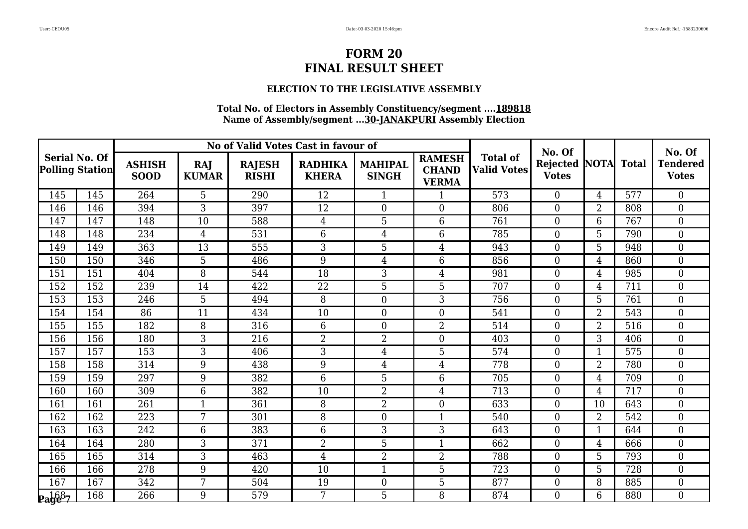# FORM 20
# FINAL RESULT SHEET

### ELECTION TO THE LEGISLATIVE ASSEMBLY

**Total No. of Electors in Assembly Constituency/segment ....189818**
**Name of Assembly/segment ...30-JANAKPURI Assembly Election**

| Serial No. Of Polling Station | | No of Valid Votes Cast in favour of | | | | | | Total of Valid Votes | No. Of Rejected Votes | NOTA | Total | No. Of Tendered Votes |
|---|---|---|---|---|---|---|---|---|---|---|---|---|
| | | ASHISH SOOD | RAJ KUMAR | RAJESH RISHI | RADHIKA KHERA | MAHIPAL SINGH | RAMESH CHAND VERMA | | | | | |
| 145 | 145 | 264 | 5 | 290 | 12 | 1 | 1 | 573 | 0 | 4 | 577 | 0 |
| 146 | 146 | 394 | 3 | 397 | 12 | 0 | 0 | 806 | 0 | 2 | 808 | 0 |
| 147 | 147 | 148 | 10 | 588 | 4 | 5 | 6 | 761 | 0 | 6 | 767 | 0 |
| 148 | 148 | 234 | 4 | 531 | 6 | 4 | 6 | 785 | 0 | 5 | 790 | 0 |
| 149 | 149 | 363 | 13 | 555 | 3 | 5 | 4 | 943 | 0 | 5 | 948 | 0 |
| 150 | 150 | 346 | 5 | 486 | 9 | 4 | 6 | 856 | 0 | 4 | 860 | 0 |
| 151 | 151 | 404 | 8 | 544 | 18 | 3 | 4 | 981 | 0 | 4 | 985 | 0 |
| 152 | 152 | 239 | 14 | 422 | 22 | 5 | 5 | 707 | 0 | 4 | 711 | 0 |
| 153 | 153 | 246 | 5 | 494 | 8 | 0 | 3 | 756 | 0 | 5 | 761 | 0 |
| 154 | 154 | 86 | 11 | 434 | 10 | 0 | 0 | 541 | 0 | 2 | 543 | 0 |
| 155 | 155 | 182 | 8 | 316 | 6 | 0 | 2 | 514 | 0 | 2 | 516 | 0 |
| 156 | 156 | 180 | 3 | 216 | 2 | 2 | 0 | 403 | 0 | 3 | 406 | 0 |
| 157 | 157 | 153 | 3 | 406 | 3 | 4 | 5 | 574 | 0 | 1 | 575 | 0 |
| 158 | 158 | 314 | 9 | 438 | 9 | 4 | 4 | 778 | 0 | 2 | 780 | 0 |
| 159 | 159 | 297 | 9 | 382 | 6 | 5 | 6 | 705 | 0 | 4 | 709 | 0 |
| 160 | 160 | 309 | 6 | 382 | 10 | 2 | 4 | 713 | 0 | 4 | 717 | 0 |
| 161 | 161 | 261 | 1 | 361 | 8 | 2 | 0 | 633 | 0 | 10 | 643 | 0 |
| 162 | 162 | 223 | 7 | 301 | 8 | 0 | 1 | 540 | 0 | 2 | 542 | 0 |
| 163 | 163 | 242 | 6 | 383 | 6 | 3 | 3 | 643 | 0 | 1 | 644 | 0 |
| 164 | 164 | 280 | 3 | 371 | 2 | 5 | 1 | 662 | 0 | 4 | 666 | 0 |
| 165 | 165 | 314 | 3 | 463 | 4 | 2 | 2 | 788 | 0 | 5 | 793 | 0 |
| 166 | 166 | 278 | 9 | 420 | 10 | 1 | 5 | 723 | 0 | 5 | 728 | 0 |
| 167 | 167 | 342 | 7 | 504 | 19 | 0 | 5 | 877 | 0 | 8 | 885 | 0 |
| 168 | 168 | 266 | 9 | 579 | 7 | 5 | 8 | 874 | 0 | 6 | 880 | 0 |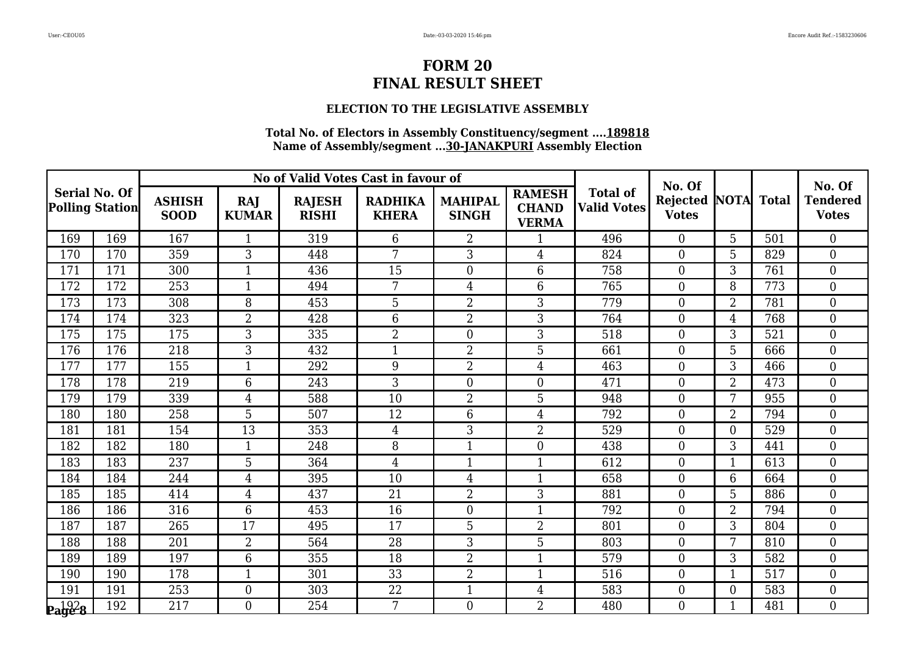# FORM 20
# FINAL RESULT SHEET

### ELECTION TO THE LEGISLATIVE ASSEMBLY

**Total No. of Electors in Assembly Constituency/segment ....189818**
**Name of Assembly/segment ...30-JANAKPURI Assembly Election**

| Serial No. Of Polling Station | | No of Valid Votes Cast in favour of | | | | | | Total of Valid Votes | No. Of Rejected Votes | NOTA | Total | No. Of Tendered Votes |
|---|---|---|---|---|---|---|---|---|---|---|---|---|
| | | ASHISH SOOD | RAJ KUMAR | RAJESH RISHI | RADHIKA KHERA | MAHIPAL SINGH | RAMESH CHAND VERMA | | | | | |
| 169 | 169 | 167 | 1 | 319 | 6 | 2 | 1 | 496 | 0 | 5 | 501 | 0 |
| 170 | 170 | 359 | 3 | 448 | 7 | 3 | 4 | 824 | 0 | 5 | 829 | 0 |
| 171 | 171 | 300 | 1 | 436 | 15 | 0 | 6 | 758 | 0 | 3 | 761 | 0 |
| 172 | 172 | 253 | 1 | 494 | 7 | 4 | 6 | 765 | 0 | 8 | 773 | 0 |
| 173 | 173 | 308 | 8 | 453 | 5 | 2 | 3 | 779 | 0 | 2 | 781 | 0 |
| 174 | 174 | 323 | 2 | 428 | 6 | 2 | 3 | 764 | 0 | 4 | 768 | 0 |
| 175 | 175 | 175 | 3 | 335 | 2 | 0 | 3 | 518 | 0 | 3 | 521 | 0 |
| 176 | 176 | 218 | 3 | 432 | 1 | 2 | 5 | 661 | 0 | 5 | 666 | 0 |
| 177 | 177 | 155 | 1 | 292 | 9 | 2 | 4 | 463 | 0 | 3 | 466 | 0 |
| 178 | 178 | 219 | 6 | 243 | 3 | 0 | 0 | 471 | 0 | 2 | 473 | 0 |
| 179 | 179 | 339 | 4 | 588 | 10 | 2 | 5 | 948 | 0 | 7 | 955 | 0 |
| 180 | 180 | 258 | 5 | 507 | 12 | 6 | 4 | 792 | 0 | 2 | 794 | 0 |
| 181 | 181 | 154 | 13 | 353 | 4 | 3 | 2 | 529 | 0 | 0 | 529 | 0 |
| 182 | 182 | 180 | 1 | 248 | 8 | 1 | 0 | 438 | 0 | 3 | 441 | 0 |
| 183 | 183 | 237 | 5 | 364 | 4 | 1 | 1 | 612 | 0 | 1 | 613 | 0 |
| 184 | 184 | 244 | 4 | 395 | 10 | 4 | 1 | 658 | 0 | 6 | 664 | 0 |
| 185 | 185 | 414 | 4 | 437 | 21 | 2 | 3 | 881 | 0 | 5 | 886 | 0 |
| 186 | 186 | 316 | 6 | 453 | 16 | 0 | 1 | 792 | 0 | 2 | 794 | 0 |
| 187 | 187 | 265 | 17 | 495 | 17 | 5 | 2 | 801 | 0 | 3 | 804 | 0 |
| 188 | 188 | 201 | 2 | 564 | 28 | 3 | 5 | 803 | 0 | 7 | 810 | 0 |
| 189 | 189 | 197 | 6 | 355 | 18 | 2 | 1 | 579 | 0 | 3 | 582 | 0 |
| 190 | 190 | 178 | 1 | 301 | 33 | 2 | 1 | 516 | 0 | 1 | 517 | 0 |
| 191 | 191 | 253 | 0 | 303 | 22 | 1 | 4 | 583 | 0 | 0 | 583 | 0 |
| 192 | 192 | 217 | 0 | 254 | 7 | 0 | 2 | 480 | 0 | 1 | 481 | 0 |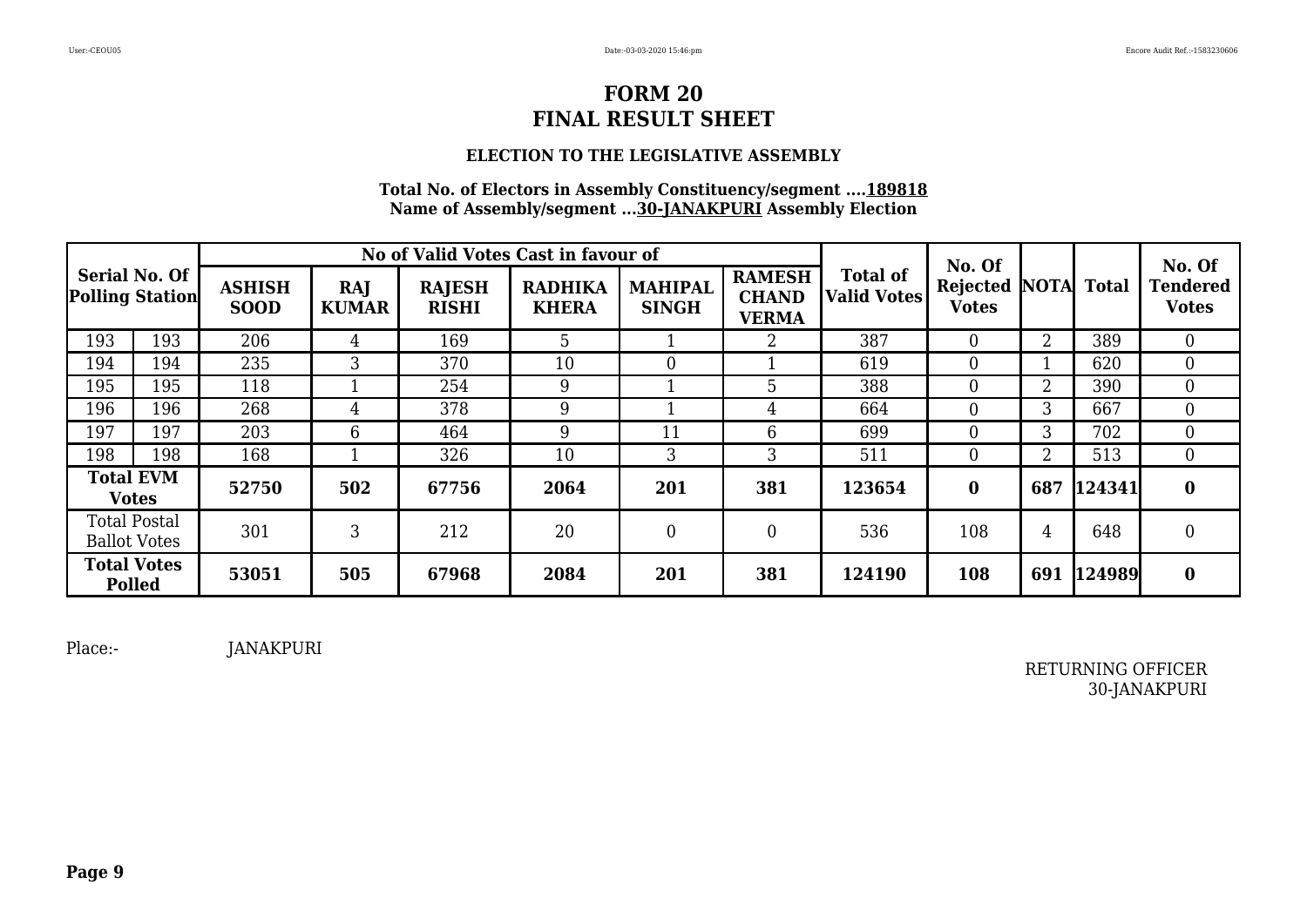# FORM 20
# FINAL RESULT SHEET

### ELECTION TO THE LEGISLATIVE ASSEMBLY

**Total No. of Electors in Assembly Constituency/segment ....189818**
**Name of Assembly/segment ...30-JANAKPURI Assembly Election**

| Serial No. Of Polling Station | | No of Valid Votes Cast in favour of | | | | | | Total of Valid Votes | No. Of Rejected Votes | NOTA | Total | No. Of Tendered Votes |
|---|---|---|---|---|---|---|---|---|---|---|---|---|
| | | ASHISH SOOD | RAJ KUMAR | RAJESH RISHI | RADHIKA KHERA | MAHIPAL SINGH | RAMESH CHAND VERMA | | | | | |
| 193 | 193 | 206 | 4 | 169 | 5 | 1 | 2 | 387 | 0 | 2 | 389 | 0 |
| 194 | 194 | 235 | 3 | 370 | 10 | 0 | 1 | 619 | 0 | 1 | 620 | 0 |
| 195 | 195 | 118 | 1 | 254 | 9 | 1 | 5 | 388 | 0 | 2 | 390 | 0 |
| 196 | 196 | 268 | 4 | 378 | 9 | 1 | 4 | 664 | 0 | 3 | 667 | 0 |
| 197 | 197 | 203 | 6 | 464 | 9 | 11 | 6 | 699 | 0 | 3 | 702 | 0 |
| 198 | 198 | 168 | 1 | 326 | 10 | 3 | 3 | 511 | 0 | 2 | 513 | 0 |
| **Total EVM Votes** | | **52750** | **502** | **67756** | **2064** | **201** | **381** | **123654** | **0** | **687** | **124341** | **0** |
| Total Postal Ballot Votes | | 301 | 3 | 212 | 20 | 0 | 0 | 536 | 108 | 4 | 648 | 0 |
| **Total Votes Polled** | | **53051** | **505** | **67968** | **2084** | **201** | **381** | **124190** | **108** | **691** | **124989** | **0** |

Place:- JANAKPURI

RETURNING OFFICER
30-JANAKPURI